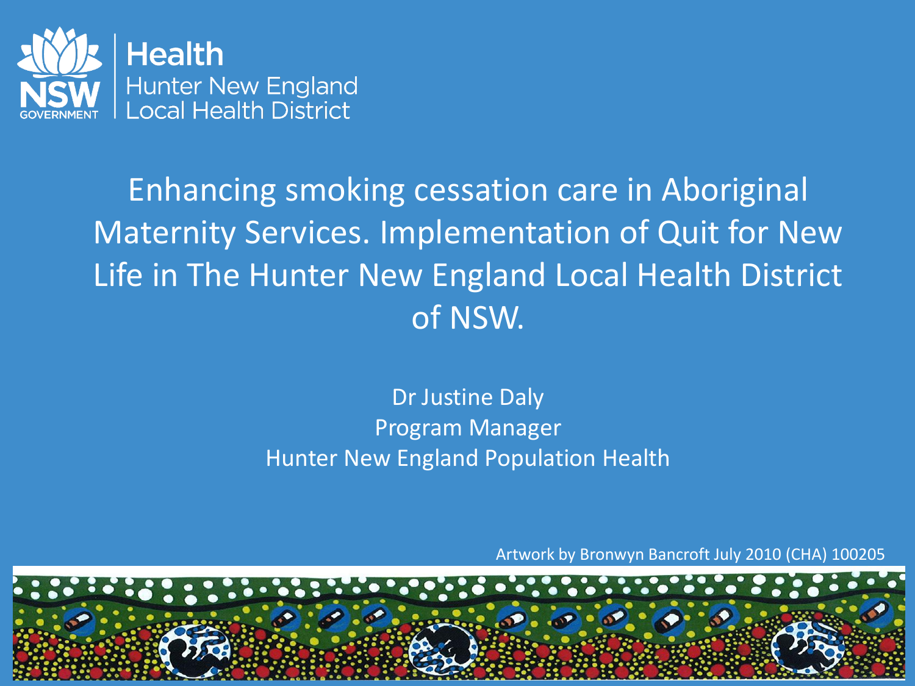Health
Hunter New England
Local Health District

# Enhancing smoking cessation care in Aboriginal Maternity Services. Implementation of Quit for New Life in The Hunter New England Local Health District of NSW.

Dr Justine Daly
Program Manager
Hunter New England Population Health

Artwork by Bronwyn Bancroft July 2010 (CHA) 100205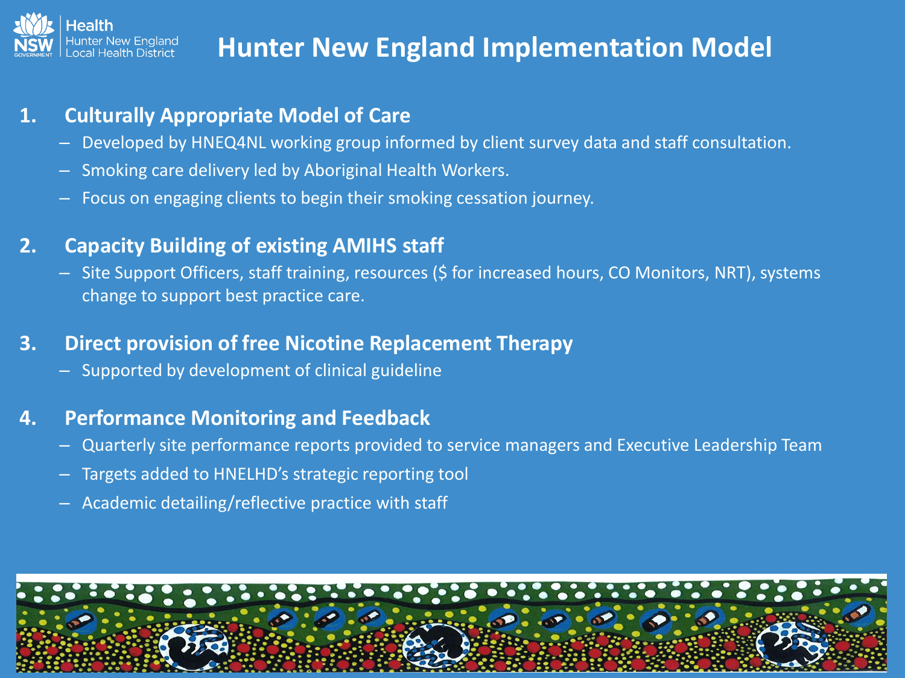# Hunter New England Implementation Model

1. **Culturally Appropriate Model of Care**
   - Developed by HNEQ4NL working group informed by client survey data and staff consultation.
   - Smoking care delivery led by Aboriginal Health Workers.
   - Focus on engaging clients to begin their smoking cessation journey.

2. **Capacity Building of existing AMIHS staff**
   - Site Support Officers, staff training, resources ($ for increased hours, CO Monitors, NRT), systems change to support best practice care.

3. **Direct provision of free Nicotine Replacement Therapy**
   - Supported by development of clinical guideline

4. **Performance Monitoring and Feedback**
   - Quarterly site performance reports provided to service managers and Executive Leadership Team
   - Targets added to HNELHD's strategic reporting tool
   - Academic detailing/reflective practice with staff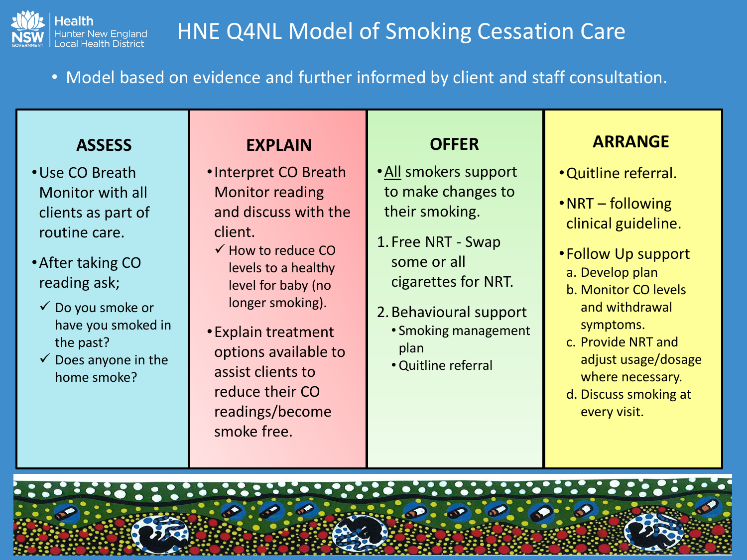# HNE Q4NL Model of Smoking Cessation Care

- Model based on evidence and further informed by client and staff consultation.

## ASSESS

- Use CO Breath Monitor with all clients as part of routine care.
- After taking CO reading ask;
  - ✓ Do you smoke or have you smoked in the past?
  - ✓ Does anyone in the home smoke?

## EXPLAIN

- Interpret CO Breath Monitor reading and discuss with the client.
  - ✓ How to reduce CO levels to a healthy level for baby (no longer smoking).
- Explain treatment options available to assist clients to reduce their CO readings/become smoke free.

## OFFER

- All smokers support to make changes to their smoking.

1. Free NRT - Swap some or all cigarettes for NRT.
2. Behavioural support
   - Smoking management plan
   - Quitline referral

## ARRANGE

- Quitline referral.
- NRT – following clinical guideline.
- Follow Up support
  a. Develop plan
  b. Monitor CO levels and withdrawal symptoms.
  c. Provide NRT and adjust usage/dosage where necessary.
  d. Discuss smoking at every visit.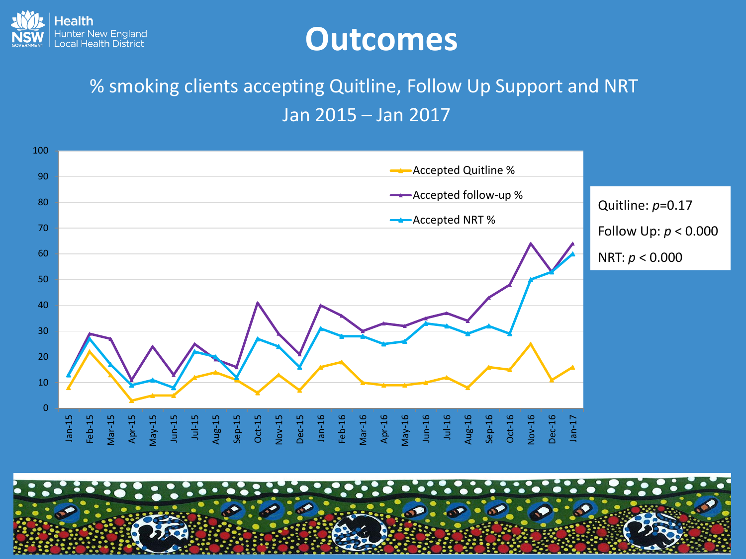# Outcomes

% smoking clients accepting Quitline, Follow Up Support and NRT

Jan 2015 – Jan 2017

Quitline: $p$=0.17

Follow Up: $p < 0.000$

NRT: $p < 0.000$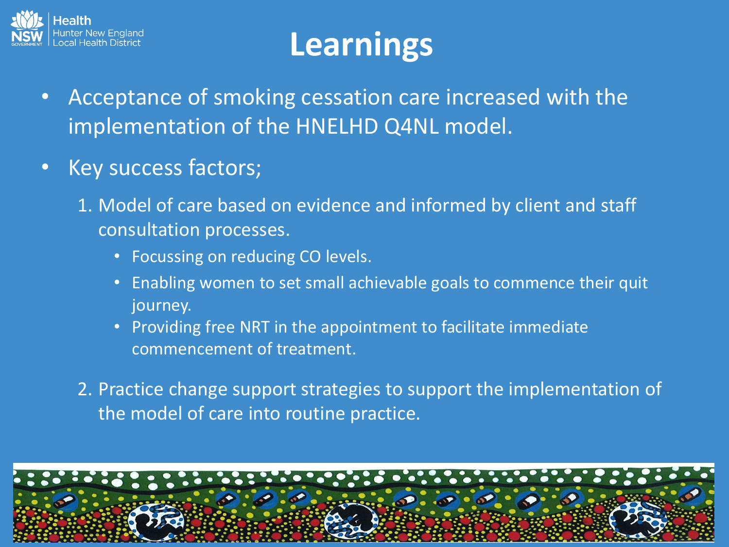# Learnings

- Acceptance of smoking cessation care increased with the implementation of the HNELHD Q4NL model.
- Key success factors;
  1. Model of care based on evidence and informed by client and staff consultation processes.
     - Focussing on reducing CO levels.
     - Enabling women to set small achievable goals to commence their quit journey.
     - Providing free NRT in the appointment to facilitate immediate commencement of treatment.
  2. Practice change support strategies to support the implementation of the model of care into routine practice.